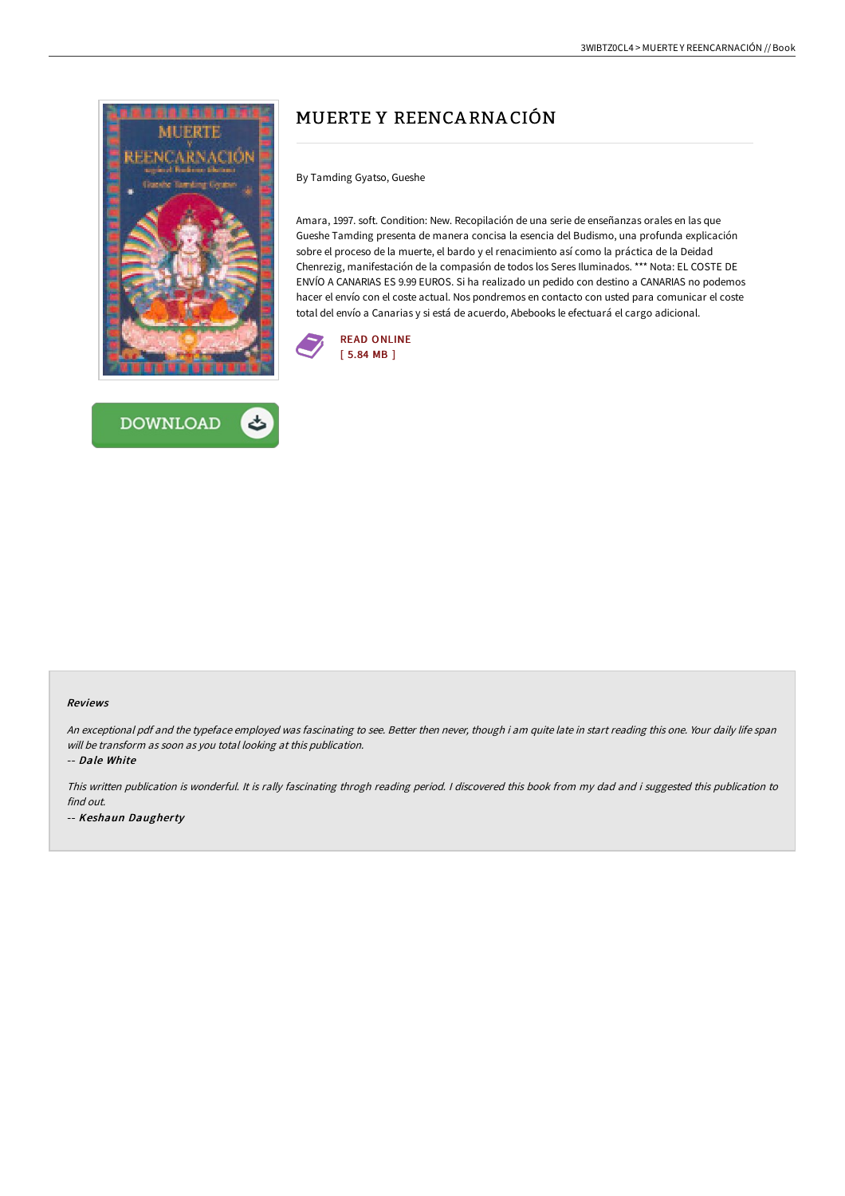# MUERTE Y REENCARNACIÓN

By Tamding Gyatso, Gueshe

Amara, 1997. soft. Condition: New. Recopilación de una serie de enseñanzas orales en las que Gueshe Tamding presenta de manera concisa la esencia del Budismo, una profunda explicación sobre el proceso de la muerte, el bardo y el renacimiento así como la práctica de la Deidad Chenrezig, manifestación de la compasión de todos los Seres Iluminados. *** Nota: EL COSTE DE ENVÍO A CANARIAS ES 9.99 EUROS. Si ha realizado un pedido con destino a CANARIAS no podemos hacer el envío con el coste actual. Nos pondremos en contacto con usted para comunicar el coste total del envío a Canarias y si está de acuerdo, Abebooks le efectuará el cargo adicional.

READ ONLINE
[ 5.84 MB ]

DOWNLOAD

### Reviews

*An exceptional pdf and the typeface employed was fascinating to see. Better then never, though i am quite late in start reading this one. Your daily life span will be transform as soon as you total looking at this publication.*

*-- **Dale White***

*This written publication is wonderful. It is rally fascinating throgh reading period. I discovered this book from my dad and i suggested this publication to find out.*

*-- **Keshaun Daugherty***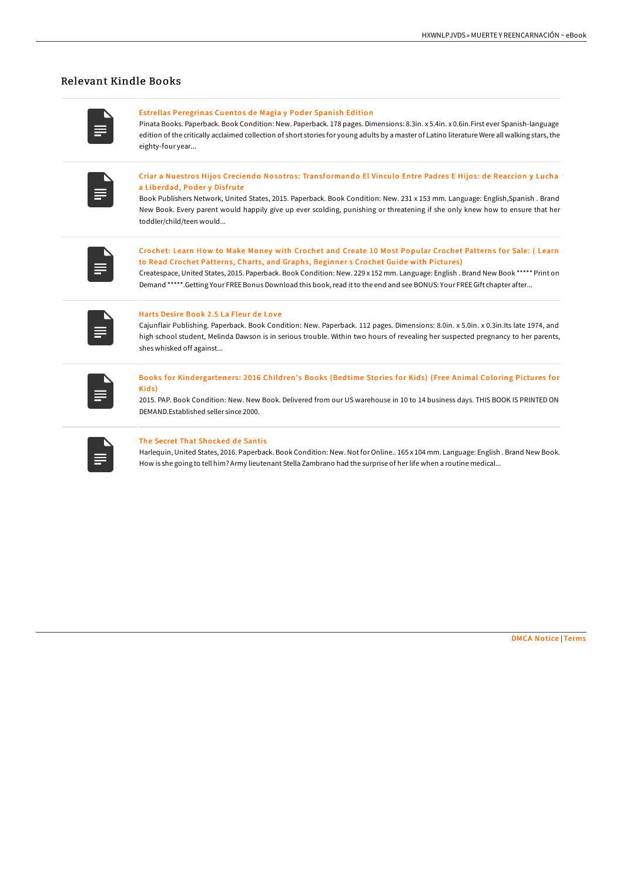## Relevant Kindle Books

### Estrellas Peregrinas Cuentos de Magia y Poder Spanish Edition

Pinata Books. Paperback. Book Condition: New. Paperback. 178 pages. Dimensions: 8.3in. x 5.4in. x 0.6in.First ever Spanish-language edition of the critically acclaimed collection of short stories for young adults by a master of Latino literature Were all walking stars, the eighty-four year...

### Criar a Nuestros Hijos Creciendo Nosotros: Transformando El Vinculo Entre Padres E Hijos: de Reaccion y Lucha a Liberdad, Poder y Disfrute

Book Publishers Network, United States, 2015. Paperback. Book Condition: New. 231 x 153 mm. Language: English,Spanish . Brand New Book. Every parent would happily give up ever scolding, punishing or threatening if she only knew how to ensure that her toddler/child/teen would...

### Crochet: Learn How to Make Money with Crochet and Create 10 Most Popular Crochet Patterns for Sale: ( Learn to Read Crochet Patterns, Charts, and Graphs, Beginner s Crochet Guide with Pictures)

Createspace, United States, 2015. Paperback. Book Condition: New. 229 x 152 mm. Language: English . Brand New Book ***** Print on Demand *****.Getting Your FREE Bonus Download this book, read it to the end and see BONUS: Your FREE Gift chapter after...

### Harts Desire Book 2.5 La Fleur de Love

Cajunflair Publishing. Paperback. Book Condition: New. Paperback. 112 pages. Dimensions: 8.0in. x 5.0in. x 0.3in.Its late 1974, and high school student, Melinda Dawson is in serious trouble. Within two hours of revealing her suspected pregnancy to her parents, shes whisked off against...

### Books for Kindergarteners: 2016 Children's Books (Bedtime Stories for Kids) (Free Animal Coloring Pictures for Kids)

2015. PAP. Book Condition: New. New Book. Delivered from our US warehouse in 10 to 14 business days. THIS BOOK IS PRINTED ON DEMAND.Established seller since 2000.

### The Secret That Shocked de Santis

Harlequin, United States, 2016. Paperback. Book Condition: New. Not for Online.. 165 x 104 mm. Language: English . Brand New Book. How is she going to tell him? Army lieutenant Stella Zambrano had the surprise of her life when a routine medical...